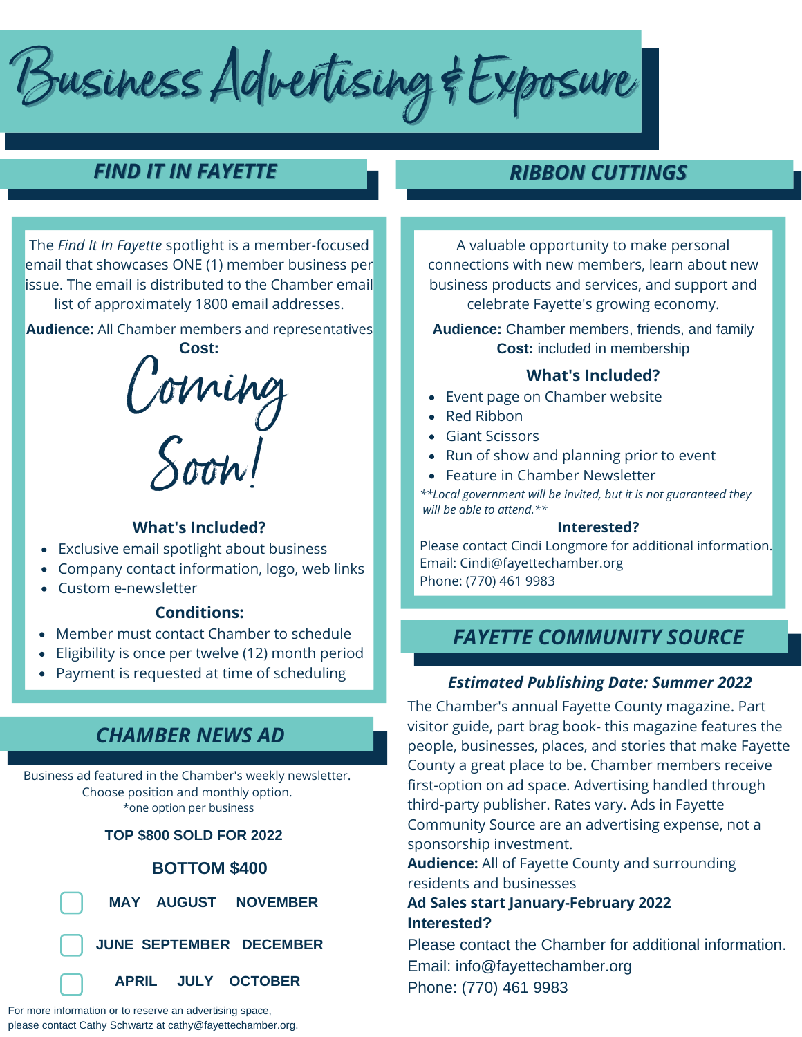# Business Advertising & Exposure

## FIND IT IN FAYETTE

The *Find It In Fayette* spotlight is a member-focused email that showcases ONE (1) member business per issue. The email is distributed to the Chamber email list of approximately 1800 email addresses.

**Audience:** All Chamber members and representatives

**Cost:**

Coming Soon!

### What's Included?

- Exclusive email spotlight about business
- Company contact information, logo, web links
- Custom e-newsletter

### Conditions:

- Member must contact Chamber to schedule
- Eligibility is once per twelve (12) month period
- Payment is requested at time of scheduling

## CHAMBER NEWS AD

Business ad featured in the Chamber's weekly newsletter. Choose position and monthly option.
*one option per business

**TOP $800 SOLD FOR 2022**

**BOTTOM $400**

- ☐ **MAY AUGUST NOVEMBER**
- ☐ **JUNE SEPTEMBER DECEMBER**
- ☐ **APRIL JULY OCTOBER**

For more information or to reserve an advertising space, please contact Cathy Schwartz at cathy@fayettechamber.org.

## RIBBON CUTTINGS

A valuable opportunity to make personal connections with new members, learn about new business products and services, and support and celebrate Fayette's growing economy.

**Audience:** Chamber members, friends, and family
**Cost:** included in membership

### What's Included?

- Event page on Chamber website
- Red Ribbon
- Giant Scissors
- Run of show and planning prior to event
- Feature in Chamber Newsletter

*\*\*Local government will be invited, but it is not guaranteed they will be able to attend.\*\**

### Interested?

Please contact Cindi Longmore for additional information.
Email: Cindi@fayettechamber.org
Phone: (770) 461 9983

## FAYETTE COMMUNITY SOURCE

***Estimated Publishing Date: Summer 2022***

The Chamber's annual Fayette County magazine. Part visitor guide, part brag book- this magazine features the people, businesses, places, and stories that make Fayette County a great place to be. Chamber members receive first-option on ad space. Advertising handled through third-party publisher. Rates vary. Ads in Fayette Community Source are an advertising expense, not a sponsorship investment.

**Audience:** All of Fayette County and surrounding residents and businesses

**Ad Sales start January-February 2022**

**Interested?**

Please contact the Chamber for additional information.
Email: info@fayettechamber.org
Phone: (770) 461 9983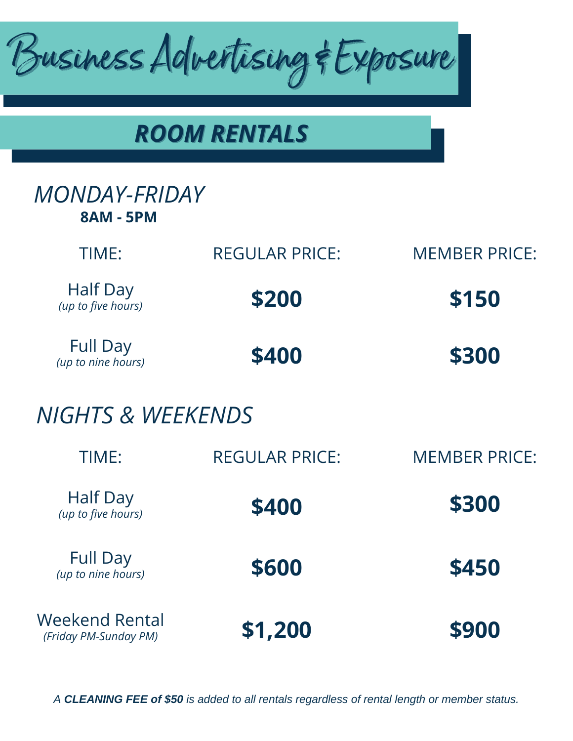# Business Advertising & Exposure

## *ROOM RENTALS*

### *MONDAY-FRIDAY*

**8AM - 5PM**

| TIME: | REGULAR PRICE: | MEMBER PRICE: |
|---|---|---|
| Half Day *(up to five hours)* | **$200** | **$150** |
| Full Day *(up to nine hours)* | **$400** | **$300** |

### *NIGHTS & WEEKENDS*

| TIME: | REGULAR PRICE: | MEMBER PRICE: |
|---|---|---|
| Half Day *(up to five hours)* | **$400** | **$300** |
| Full Day *(up to nine hours)* | **$600** | **$450** |
| Weekend Rental *(Friday PM-Sunday PM)* | **$1,200** | **$900** |

*A **CLEANING FEE of $50** is added to all rentals regardless of rental length or member status.*